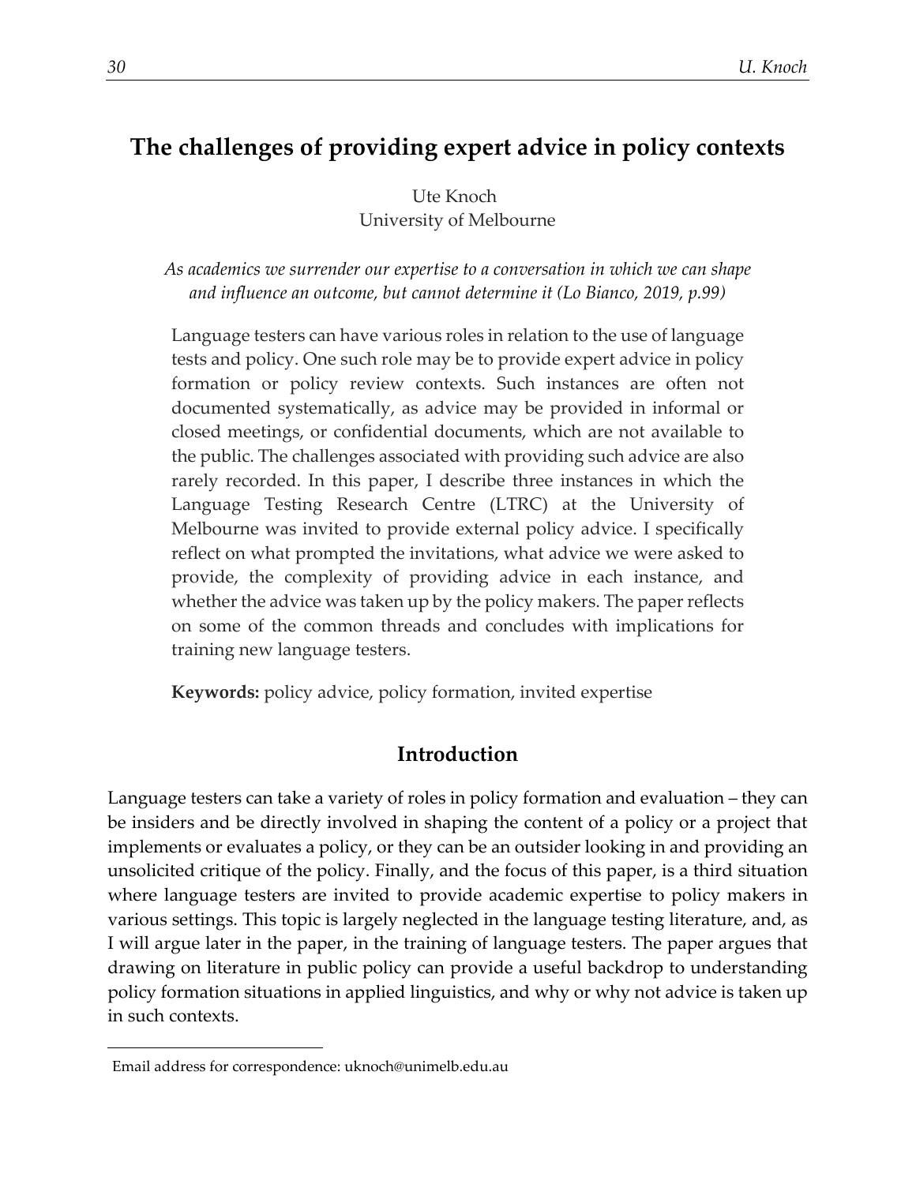# The challenges of providing expert advice in policy contexts

Ute Knoch
University of Melbourne

*As academics we surrender our expertise to a conversation in which we can shape and influence an outcome, but cannot determine it (Lo Bianco, 2019, p.99)*

Language testers can have various roles in relation to the use of language tests and policy. One such role may be to provide expert advice in policy formation or policy review contexts. Such instances are often not documented systematically, as advice may be provided in informal or closed meetings, or confidential documents, which are not available to the public. The challenges associated with providing such advice are also rarely recorded. In this paper, I describe three instances in which the Language Testing Research Centre (LTRC) at the University of Melbourne was invited to provide external policy advice. I specifically reflect on what prompted the invitations, what advice we were asked to provide, the complexity of providing advice in each instance, and whether the advice was taken up by the policy makers. The paper reflects on some of the common threads and concludes with implications for training new language testers.

**Keywords:** policy advice, policy formation, invited expertise

## Introduction

Language testers can take a variety of roles in policy formation and evaluation – they can be insiders and be directly involved in shaping the content of a policy or a project that implements or evaluates a policy, or they can be an outsider looking in and providing an unsolicited critique of the policy. Finally, and the focus of this paper, is a third situation where language testers are invited to provide academic expertise to policy makers in various settings. This topic is largely neglected in the language testing literature, and, as I will argue later in the paper, in the training of language testers. The paper argues that drawing on literature in public policy can provide a useful backdrop to understanding policy formation situations in applied linguistics, and why or why not advice is taken up in such contexts.

Email address for correspondence: uknoch@unimelb.edu.au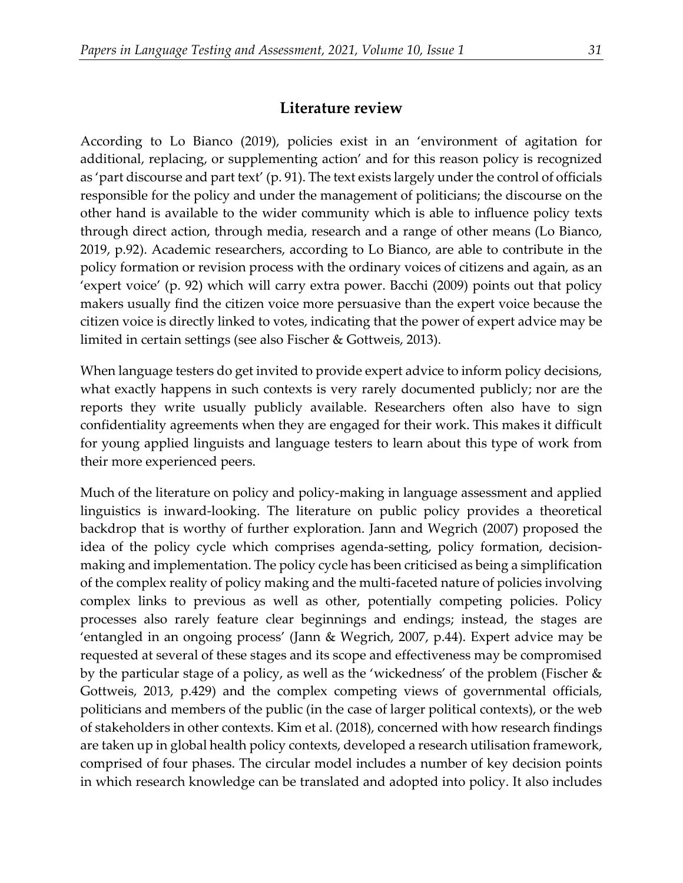## Literature review

According to Lo Bianco (2019), policies exist in an 'environment of agitation for additional, replacing, or supplementing action' and for this reason policy is recognized as 'part discourse and part text' (p. 91). The text exists largely under the control of officials responsible for the policy and under the management of politicians; the discourse on the other hand is available to the wider community which is able to influence policy texts through direct action, through media, research and a range of other means (Lo Bianco, 2019, p.92). Academic researchers, according to Lo Bianco, are able to contribute in the policy formation or revision process with the ordinary voices of citizens and again, as an 'expert voice' (p. 92) which will carry extra power. Bacchi (2009) points out that policy makers usually find the citizen voice more persuasive than the expert voice because the citizen voice is directly linked to votes, indicating that the power of expert advice may be limited in certain settings (see also Fischer & Gottweis, 2013).

When language testers do get invited to provide expert advice to inform policy decisions, what exactly happens in such contexts is very rarely documented publicly; nor are the reports they write usually publicly available. Researchers often also have to sign confidentiality agreements when they are engaged for their work. This makes it difficult for young applied linguists and language testers to learn about this type of work from their more experienced peers.

Much of the literature on policy and policy-making in language assessment and applied linguistics is inward-looking. The literature on public policy provides a theoretical backdrop that is worthy of further exploration. Jann and Wegrich (2007) proposed the idea of the policy cycle which comprises agenda-setting, policy formation, decision-making and implementation. The policy cycle has been criticised as being a simplification of the complex reality of policy making and the multi-faceted nature of policies involving complex links to previous as well as other, potentially competing policies. Policy processes also rarely feature clear beginnings and endings; instead, the stages are 'entangled in an ongoing process' (Jann & Wegrich, 2007, p.44). Expert advice may be requested at several of these stages and its scope and effectiveness may be compromised by the particular stage of a policy, as well as the 'wickedness' of the problem (Fischer & Gottweis, 2013, p.429) and the complex competing views of governmental officials, politicians and members of the public (in the case of larger political contexts), or the web of stakeholders in other contexts. Kim et al. (2018), concerned with how research findings are taken up in global health policy contexts, developed a research utilisation framework, comprised of four phases. The circular model includes a number of key decision points in which research knowledge can be translated and adopted into policy. It also includes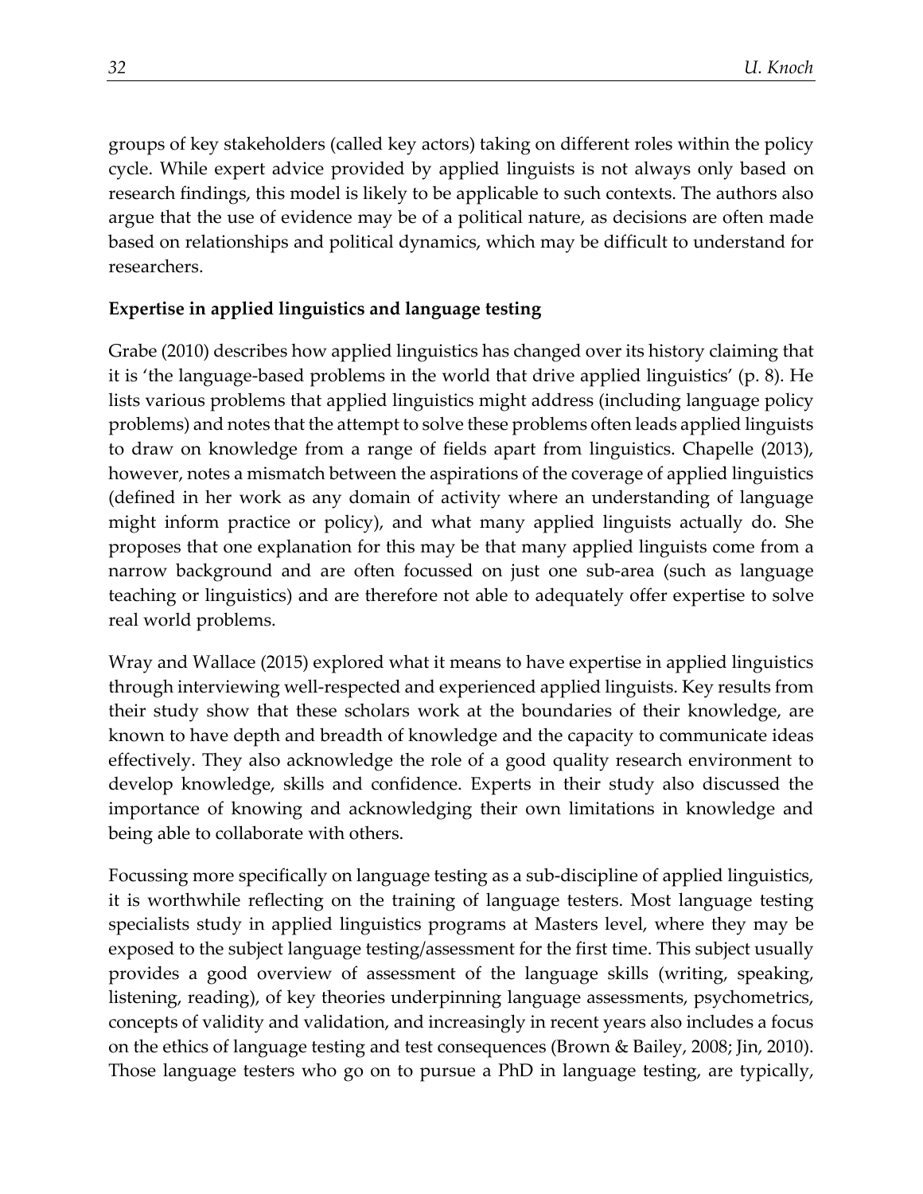groups of key stakeholders (called key actors) taking on different roles within the policy cycle. While expert advice provided by applied linguists is not always only based on research findings, this model is likely to be applicable to such contexts. The authors also argue that the use of evidence may be of a political nature, as decisions are often made based on relationships and political dynamics, which may be difficult to understand for researchers.

**Expertise in applied linguistics and language testing**

Grabe (2010) describes how applied linguistics has changed over its history claiming that it is 'the language-based problems in the world that drive applied linguistics' (p. 8). He lists various problems that applied linguistics might address (including language policy problems) and notes that the attempt to solve these problems often leads applied linguists to draw on knowledge from a range of fields apart from linguistics. Chapelle (2013), however, notes a mismatch between the aspirations of the coverage of applied linguistics (defined in her work as any domain of activity where an understanding of language might inform practice or policy), and what many applied linguists actually do. She proposes that one explanation for this may be that many applied linguists come from a narrow background and are often focussed on just one sub-area (such as language teaching or linguistics) and are therefore not able to adequately offer expertise to solve real world problems.

Wray and Wallace (2015) explored what it means to have expertise in applied linguistics through interviewing well-respected and experienced applied linguists. Key results from their study show that these scholars work at the boundaries of their knowledge, are known to have depth and breadth of knowledge and the capacity to communicate ideas effectively. They also acknowledge the role of a good quality research environment to develop knowledge, skills and confidence. Experts in their study also discussed the importance of knowing and acknowledging their own limitations in knowledge and being able to collaborate with others.

Focussing more specifically on language testing as a sub-discipline of applied linguistics, it is worthwhile reflecting on the training of language testers. Most language testing specialists study in applied linguistics programs at Masters level, where they may be exposed to the subject language testing/assessment for the first time. This subject usually provides a good overview of assessment of the language skills (writing, speaking, listening, reading), of key theories underpinning language assessments, psychometrics, concepts of validity and validation, and increasingly in recent years also includes a focus on the ethics of language testing and test consequences (Brown & Bailey, 2008; Jin, 2010). Those language testers who go on to pursue a PhD in language testing, are typically,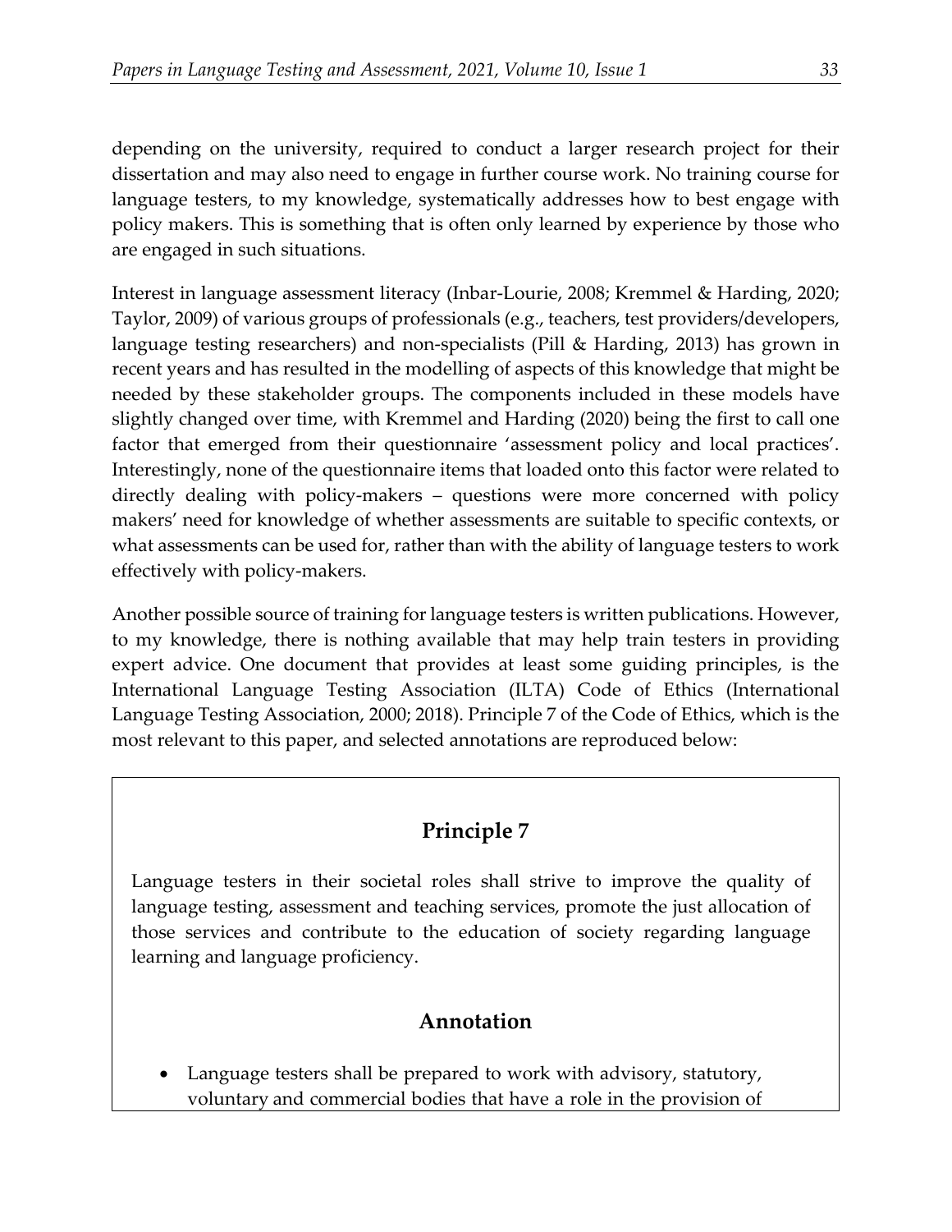depending on the university, required to conduct a larger research project for their dissertation and may also need to engage in further course work. No training course for language testers, to my knowledge, systematically addresses how to best engage with policy makers. This is something that is often only learned by experience by those who are engaged in such situations.

Interest in language assessment literacy (Inbar-Lourie, 2008; Kremmel & Harding, 2020; Taylor, 2009) of various groups of professionals (e.g., teachers, test providers/developers, language testing researchers) and non-specialists (Pill & Harding, 2013) has grown in recent years and has resulted in the modelling of aspects of this knowledge that might be needed by these stakeholder groups. The components included in these models have slightly changed over time, with Kremmel and Harding (2020) being the first to call one factor that emerged from their questionnaire 'assessment policy and local practices'. Interestingly, none of the questionnaire items that loaded onto this factor were related to directly dealing with policy-makers – questions were more concerned with policy makers' need for knowledge of whether assessments are suitable to specific contexts, or what assessments can be used for, rather than with the ability of language testers to work effectively with policy-makers.

Another possible source of training for language testers is written publications. However, to my knowledge, there is nothing available that may help train testers in providing expert advice. One document that provides at least some guiding principles, is the International Language Testing Association (ILTA) Code of Ethics (International Language Testing Association, 2000; 2018). Principle 7 of the Code of Ethics, which is the most relevant to this paper, and selected annotations are reproduced below:

**Principle 7**

Language testers in their societal roles shall strive to improve the quality of language testing, assessment and teaching services, promote the just allocation of those services and contribute to the education of society regarding language learning and language proficiency.

**Annotation**

- Language testers shall be prepared to work with advisory, statutory, voluntary and commercial bodies that have a role in the provision of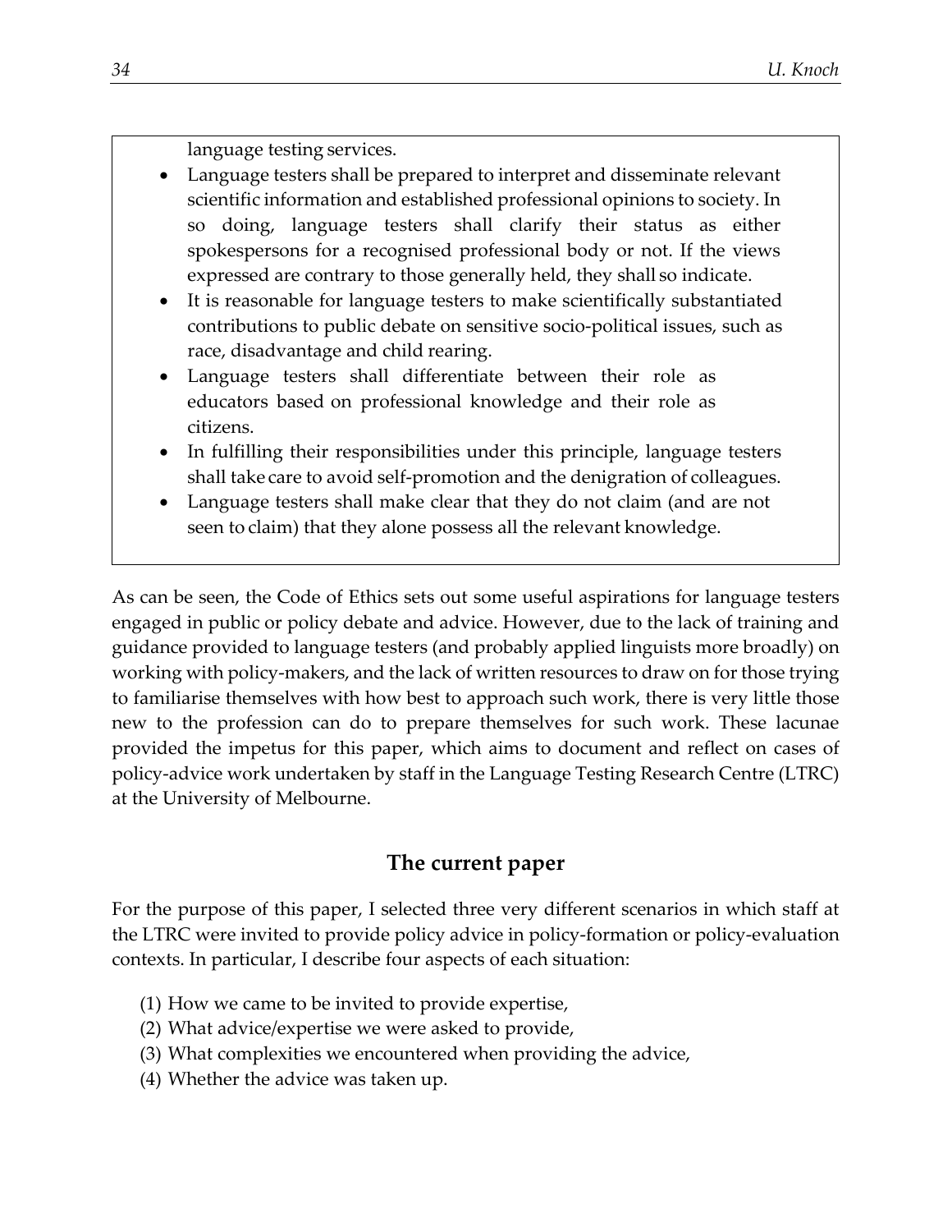language testing services.

- Language testers shall be prepared to interpret and disseminate relevant scientific information and established professional opinions to society. In so doing, language testers shall clarify their status as either spokespersons for a recognised professional body or not. If the views expressed are contrary to those generally held, they shall so indicate.
- It is reasonable for language testers to make scientifically substantiated contributions to public debate on sensitive socio-political issues, such as race, disadvantage and child rearing.
- Language testers shall differentiate between their role as educators based on professional knowledge and their role as citizens.
- In fulfilling their responsibilities under this principle, language testers shall take care to avoid self-promotion and the denigration of colleagues.
- Language testers shall make clear that they do not claim (and are not seen to claim) that they alone possess all the relevant knowledge.

As can be seen, the Code of Ethics sets out some useful aspirations for language testers engaged in public or policy debate and advice. However, due to the lack of training and guidance provided to language testers (and probably applied linguists more broadly) on working with policy-makers, and the lack of written resources to draw on for those trying to familiarise themselves with how best to approach such work, there is very little those new to the profession can do to prepare themselves for such work. These lacunae provided the impetus for this paper, which aims to document and reflect on cases of policy-advice work undertaken by staff in the Language Testing Research Centre (LTRC) at the University of Melbourne.

## The current paper

For the purpose of this paper, I selected three very different scenarios in which staff at the LTRC were invited to provide policy advice in policy-formation or policy-evaluation contexts. In particular, I describe four aspects of each situation:

(1) How we came to be invited to provide expertise,
(2) What advice/expertise we were asked to provide,
(3) What complexities we encountered when providing the advice,
(4) Whether the advice was taken up.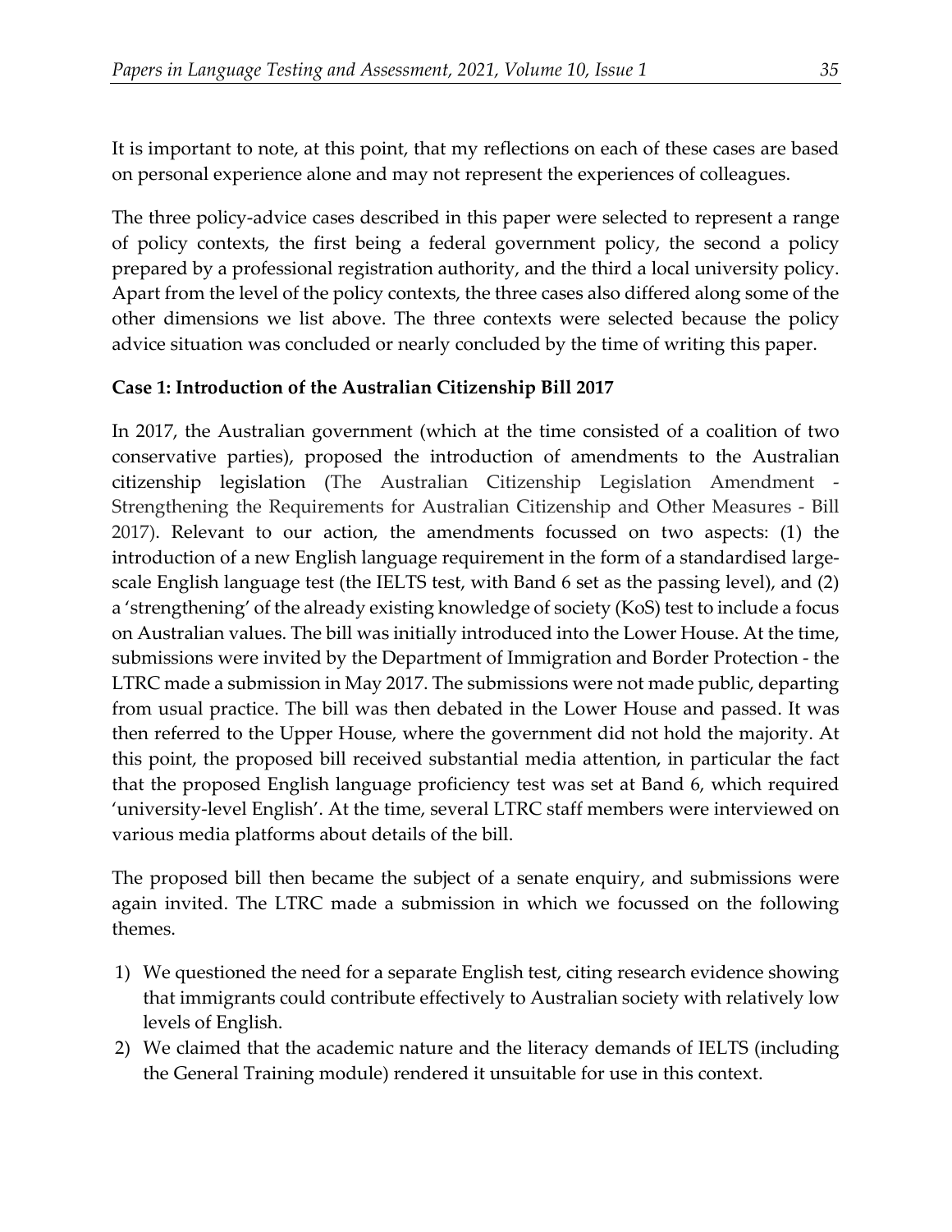It is important to note, at this point, that my reflections on each of these cases are based on personal experience alone and may not represent the experiences of colleagues.

The three policy-advice cases described in this paper were selected to represent a range of policy contexts, the first being a federal government policy, the second a policy prepared by a professional registration authority, and the third a local university policy. Apart from the level of the policy contexts, the three cases also differed along some of the other dimensions we list above. The three contexts were selected because the policy advice situation was concluded or nearly concluded by the time of writing this paper.

**Case 1: Introduction of the Australian Citizenship Bill 2017**

In 2017, the Australian government (which at the time consisted of a coalition of two conservative parties), proposed the introduction of amendments to the Australian citizenship legislation (The Australian Citizenship Legislation Amendment - Strengthening the Requirements for Australian Citizenship and Other Measures - Bill 2017). Relevant to our action, the amendments focussed on two aspects: (1) the introduction of a new English language requirement in the form of a standardised large-scale English language test (the IELTS test, with Band 6 set as the passing level), and (2) a 'strengthening' of the already existing knowledge of society (KoS) test to include a focus on Australian values. The bill was initially introduced into the Lower House. At the time, submissions were invited by the Department of Immigration and Border Protection - the LTRC made a submission in May 2017. The submissions were not made public, departing from usual practice. The bill was then debated in the Lower House and passed. It was then referred to the Upper House, where the government did not hold the majority. At this point, the proposed bill received substantial media attention, in particular the fact that the proposed English language proficiency test was set at Band 6, which required 'university-level English'. At the time, several LTRC staff members were interviewed on various media platforms about details of the bill.

The proposed bill then became the subject of a senate enquiry, and submissions were again invited. The LTRC made a submission in which we focussed on the following themes.

1) We questioned the need for a separate English test, citing research evidence showing that immigrants could contribute effectively to Australian society with relatively low levels of English.
2) We claimed that the academic nature and the literacy demands of IELTS (including the General Training module) rendered it unsuitable for use in this context.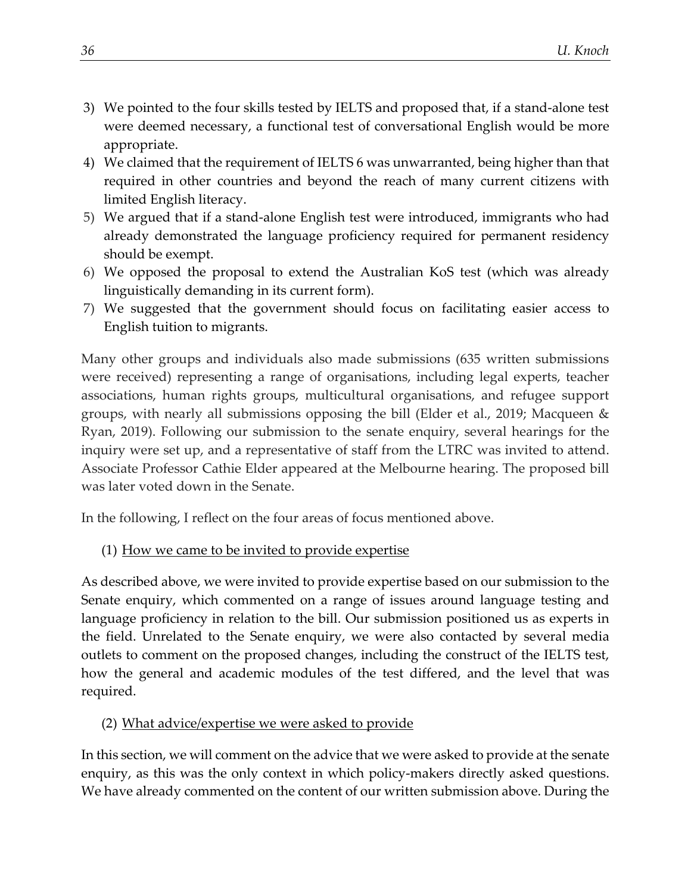3) We pointed to the four skills tested by IELTS and proposed that, if a stand-alone test were deemed necessary, a functional test of conversational English would be more appropriate.
4) We claimed that the requirement of IELTS 6 was unwarranted, being higher than that required in other countries and beyond the reach of many current citizens with limited English literacy.
5) We argued that if a stand-alone English test were introduced, immigrants who had already demonstrated the language proficiency required for permanent residency should be exempt.
6) We opposed the proposal to extend the Australian KoS test (which was already linguistically demanding in its current form).
7) We suggested that the government should focus on facilitating easier access to English tuition to migrants.

Many other groups and individuals also made submissions (635 written submissions were received) representing a range of organisations, including legal experts, teacher associations, human rights groups, multicultural organisations, and refugee support groups, with nearly all submissions opposing the bill (Elder et al., 2019; Macqueen & Ryan, 2019). Following our submission to the senate enquiry, several hearings for the inquiry were set up, and a representative of staff from the LTRC was invited to attend. Associate Professor Cathie Elder appeared at the Melbourne hearing. The proposed bill was later voted down in the Senate.

In the following, I reflect on the four areas of focus mentioned above.

(1) <u>How we came to be invited to provide expertise</u>

As described above, we were invited to provide expertise based on our submission to the Senate enquiry, which commented on a range of issues around language testing and language proficiency in relation to the bill. Our submission positioned us as experts in the field. Unrelated to the Senate enquiry, we were also contacted by several media outlets to comment on the proposed changes, including the construct of the IELTS test, how the general and academic modules of the test differed, and the level that was required.

(2) <u>What advice/expertise we were asked to provide</u>

In this section, we will comment on the advice that we were asked to provide at the senate enquiry, as this was the only context in which policy-makers directly asked questions. We have already commented on the content of our written submission above. During the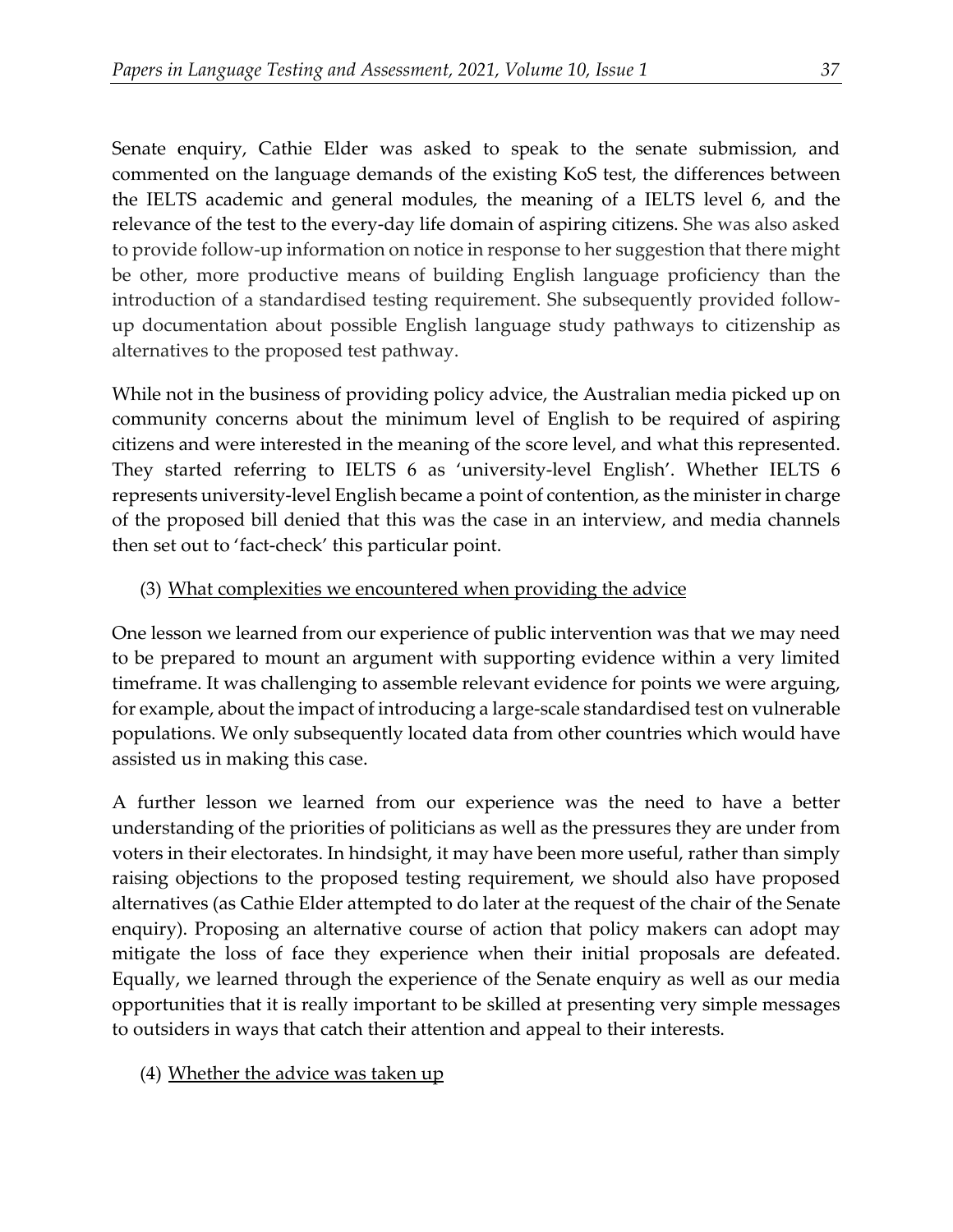Senate enquiry, Cathie Elder was asked to speak to the senate submission, and commented on the language demands of the existing KoS test, the differences between the IELTS academic and general modules, the meaning of a IELTS level 6, and the relevance of the test to the every-day life domain of aspiring citizens. She was also asked to provide follow-up information on notice in response to her suggestion that there might be other, more productive means of building English language proficiency than the introduction of a standardised testing requirement. She subsequently provided follow-up documentation about possible English language study pathways to citizenship as alternatives to the proposed test pathway.

While not in the business of providing policy advice, the Australian media picked up on community concerns about the minimum level of English to be required of aspiring citizens and were interested in the meaning of the score level, and what this represented. They started referring to IELTS 6 as 'university-level English'. Whether IELTS 6 represents university-level English became a point of contention, as the minister in charge of the proposed bill denied that this was the case in an interview, and media channels then set out to 'fact-check' this particular point.

(3) <u>What complexities we encountered when providing the advice</u>

One lesson we learned from our experience of public intervention was that we may need to be prepared to mount an argument with supporting evidence within a very limited timeframe. It was challenging to assemble relevant evidence for points we were arguing, for example, about the impact of introducing a large-scale standardised test on vulnerable populations. We only subsequently located data from other countries which would have assisted us in making this case.

A further lesson we learned from our experience was the need to have a better understanding of the priorities of politicians as well as the pressures they are under from voters in their electorates. In hindsight, it may have been more useful, rather than simply raising objections to the proposed testing requirement, we should also have proposed alternatives (as Cathie Elder attempted to do later at the request of the chair of the Senate enquiry). Proposing an alternative course of action that policy makers can adopt may mitigate the loss of face they experience when their initial proposals are defeated. Equally, we learned through the experience of the Senate enquiry as well as our media opportunities that it is really important to be skilled at presenting very simple messages to outsiders in ways that catch their attention and appeal to their interests.

(4) <u>Whether the advice was taken up</u>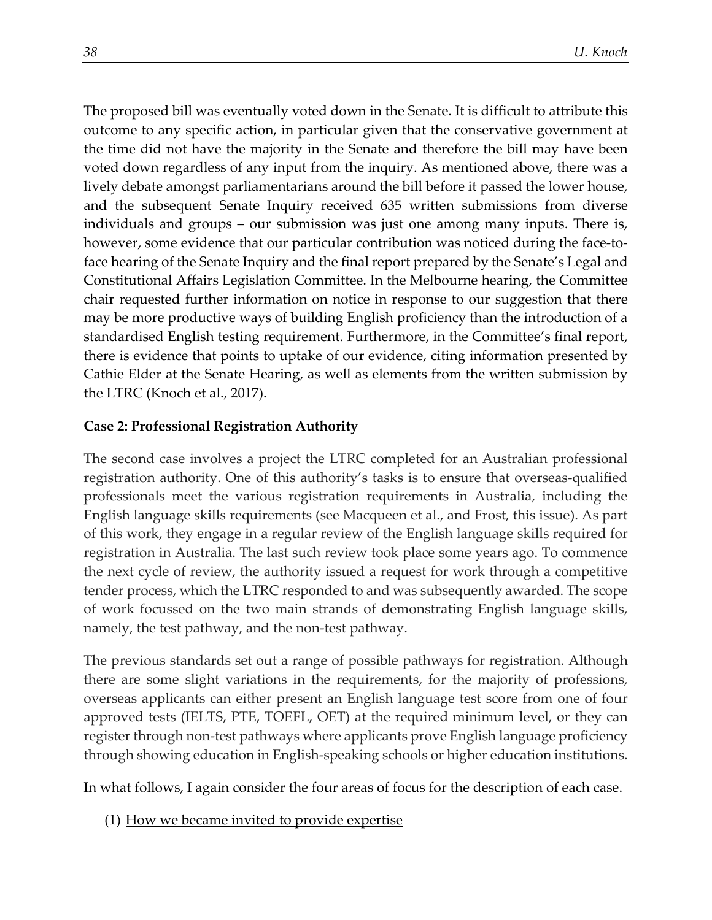The proposed bill was eventually voted down in the Senate. It is difficult to attribute this outcome to any specific action, in particular given that the conservative government at the time did not have the majority in the Senate and therefore the bill may have been voted down regardless of any input from the inquiry. As mentioned above, there was a lively debate amongst parliamentarians around the bill before it passed the lower house, and the subsequent Senate Inquiry received 635 written submissions from diverse individuals and groups – our submission was just one among many inputs. There is, however, some evidence that our particular contribution was noticed during the face-to-face hearing of the Senate Inquiry and the final report prepared by the Senate's Legal and Constitutional Affairs Legislation Committee. In the Melbourne hearing, the Committee chair requested further information on notice in response to our suggestion that there may be more productive ways of building English proficiency than the introduction of a standardised English testing requirement. Furthermore, in the Committee's final report, there is evidence that points to uptake of our evidence, citing information presented by Cathie Elder at the Senate Hearing, as well as elements from the written submission by the LTRC (Knoch et al., 2017).

**Case 2: Professional Registration Authority**

The second case involves a project the LTRC completed for an Australian professional registration authority. One of this authority's tasks is to ensure that overseas-qualified professionals meet the various registration requirements in Australia, including the English language skills requirements (see Macqueen et al., and Frost, this issue). As part of this work, they engage in a regular review of the English language skills required for registration in Australia. The last such review took place some years ago. To commence the next cycle of review, the authority issued a request for work through a competitive tender process, which the LTRC responded to and was subsequently awarded. The scope of work focussed on the two main strands of demonstrating English language skills, namely, the test pathway, and the non-test pathway.

The previous standards set out a range of possible pathways for registration. Although there are some slight variations in the requirements, for the majority of professions, overseas applicants can either present an English language test score from one of four approved tests (IELTS, PTE, TOEFL, OET) at the required minimum level, or they can register through non-test pathways where applicants prove English language proficiency through showing education in English-speaking schools or higher education institutions.

In what follows, I again consider the four areas of focus for the description of each case.

(1) How we became invited to provide expertise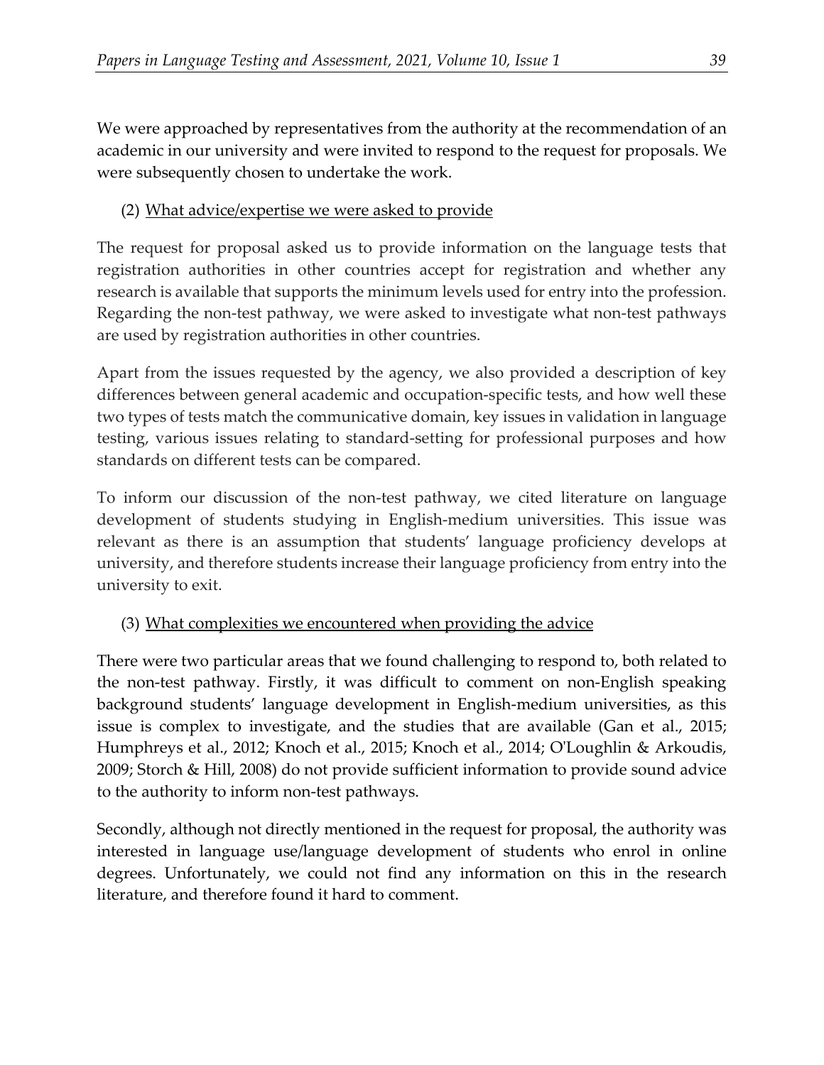We were approached by representatives from the authority at the recommendation of an academic in our university and were invited to respond to the request for proposals. We were subsequently chosen to undertake the work.

(2) <u>What advice/expertise we were asked to provide</u>

The request for proposal asked us to provide information on the language tests that registration authorities in other countries accept for registration and whether any research is available that supports the minimum levels used for entry into the profession. Regarding the non-test pathway, we were asked to investigate what non-test pathways are used by registration authorities in other countries.

Apart from the issues requested by the agency, we also provided a description of key differences between general academic and occupation-specific tests, and how well these two types of tests match the communicative domain, key issues in validation in language testing, various issues relating to standard-setting for professional purposes and how standards on different tests can be compared.

To inform our discussion of the non-test pathway, we cited literature on language development of students studying in English-medium universities. This issue was relevant as there is an assumption that students' language proficiency develops at university, and therefore students increase their language proficiency from entry into the university to exit.

(3) <u>What complexities we encountered when providing the advice</u>

There were two particular areas that we found challenging to respond to, both related to the non-test pathway. Firstly, it was difficult to comment on non-English speaking background students' language development in English-medium universities, as this issue is complex to investigate, and the studies that are available (Gan et al., 2015; Humphreys et al., 2012; Knoch et al., 2015; Knoch et al., 2014; O'Loughlin & Arkoudis, 2009; Storch & Hill, 2008) do not provide sufficient information to provide sound advice to the authority to inform non-test pathways.

Secondly, although not directly mentioned in the request for proposal, the authority was interested in language use/language development of students who enrol in online degrees. Unfortunately, we could not find any information on this in the research literature, and therefore found it hard to comment.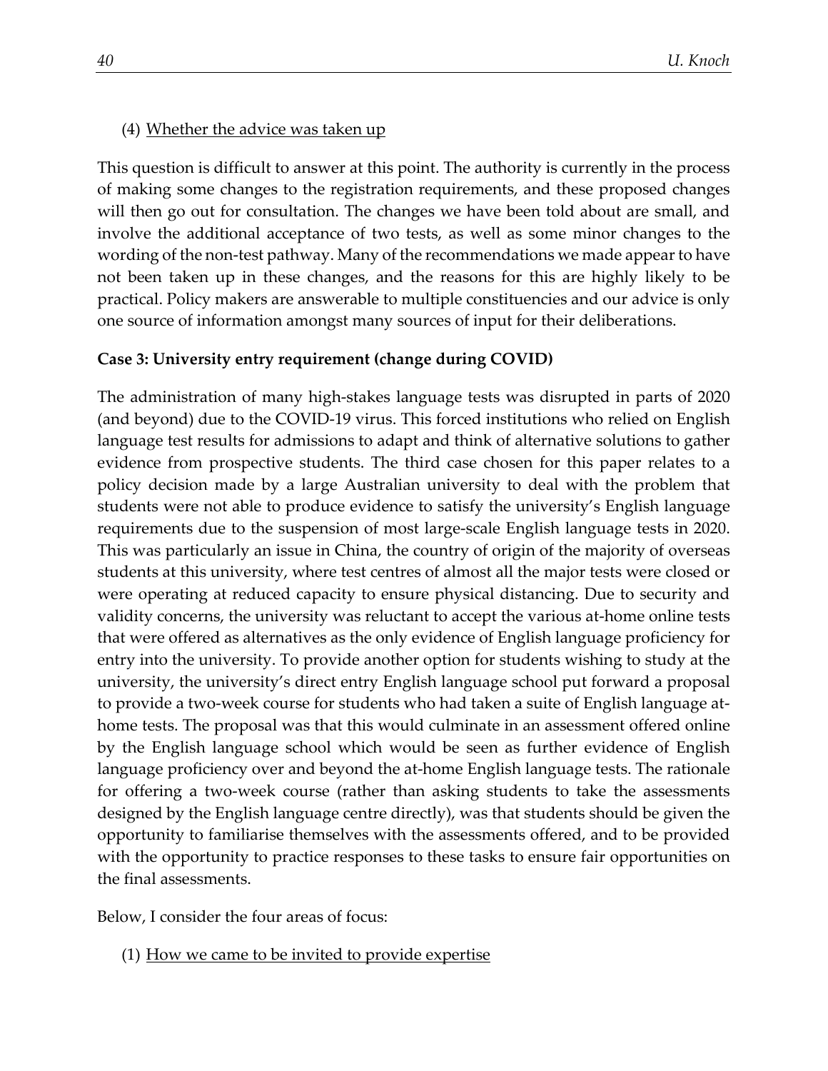(4) Whether the advice was taken up

This question is difficult to answer at this point. The authority is currently in the process of making some changes to the registration requirements, and these proposed changes will then go out for consultation. The changes we have been told about are small, and involve the additional acceptance of two tests, as well as some minor changes to the wording of the non-test pathway. Many of the recommendations we made appear to have not been taken up in these changes, and the reasons for this are highly likely to be practical. Policy makers are answerable to multiple constituencies and our advice is only one source of information amongst many sources of input for their deliberations.

**Case 3: University entry requirement (change during COVID)**

The administration of many high-stakes language tests was disrupted in parts of 2020 (and beyond) due to the COVID-19 virus. This forced institutions who relied on English language test results for admissions to adapt and think of alternative solutions to gather evidence from prospective students. The third case chosen for this paper relates to a policy decision made by a large Australian university to deal with the problem that students were not able to produce evidence to satisfy the university's English language requirements due to the suspension of most large-scale English language tests in 2020. This was particularly an issue in China, the country of origin of the majority of overseas students at this university, where test centres of almost all the major tests were closed or were operating at reduced capacity to ensure physical distancing. Due to security and validity concerns, the university was reluctant to accept the various at-home online tests that were offered as alternatives as the only evidence of English language proficiency for entry into the university. To provide another option for students wishing to study at the university, the university's direct entry English language school put forward a proposal to provide a two-week course for students who had taken a suite of English language at-home tests. The proposal was that this would culminate in an assessment offered online by the English language school which would be seen as further evidence of English language proficiency over and beyond the at-home English language tests. The rationale for offering a two-week course (rather than asking students to take the assessments designed by the English language centre directly), was that students should be given the opportunity to familiarise themselves with the assessments offered, and to be provided with the opportunity to practice responses to these tasks to ensure fair opportunities on the final assessments.

Below, I consider the four areas of focus:

(1) How we came to be invited to provide expertise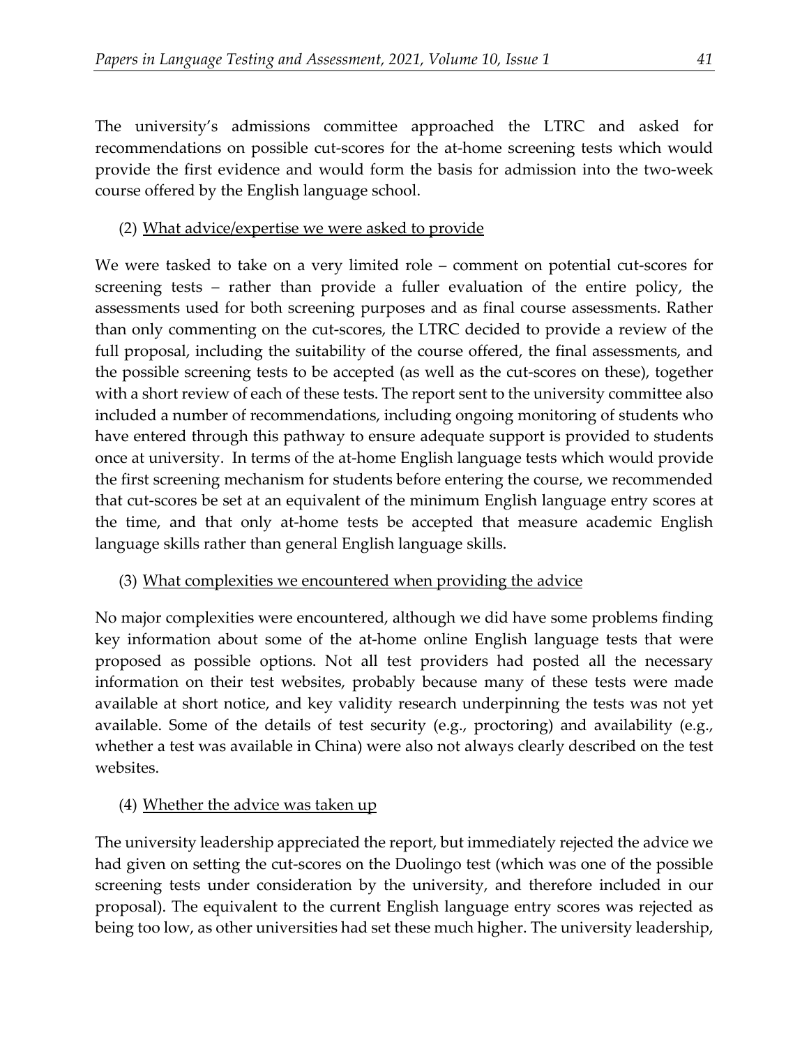The university's admissions committee approached the LTRC and asked for recommendations on possible cut-scores for the at-home screening tests which would provide the first evidence and would form the basis for admission into the two-week course offered by the English language school.

(2) What advice/expertise we were asked to provide

We were tasked to take on a very limited role – comment on potential cut-scores for screening tests – rather than provide a fuller evaluation of the entire policy, the assessments used for both screening purposes and as final course assessments. Rather than only commenting on the cut-scores, the LTRC decided to provide a review of the full proposal, including the suitability of the course offered, the final assessments, and the possible screening tests to be accepted (as well as the cut-scores on these), together with a short review of each of these tests. The report sent to the university committee also included a number of recommendations, including ongoing monitoring of students who have entered through this pathway to ensure adequate support is provided to students once at university. In terms of the at-home English language tests which would provide the first screening mechanism for students before entering the course, we recommended that cut-scores be set at an equivalent of the minimum English language entry scores at the time, and that only at-home tests be accepted that measure academic English language skills rather than general English language skills.

(3) What complexities we encountered when providing the advice

No major complexities were encountered, although we did have some problems finding key information about some of the at-home online English language tests that were proposed as possible options. Not all test providers had posted all the necessary information on their test websites, probably because many of these tests were made available at short notice, and key validity research underpinning the tests was not yet available. Some of the details of test security (e.g., proctoring) and availability (e.g., whether a test was available in China) were also not always clearly described on the test websites.

(4) Whether the advice was taken up

The university leadership appreciated the report, but immediately rejected the advice we had given on setting the cut-scores on the Duolingo test (which was one of the possible screening tests under consideration by the university, and therefore included in our proposal). The equivalent to the current English language entry scores was rejected as being too low, as other universities had set these much higher. The university leadership,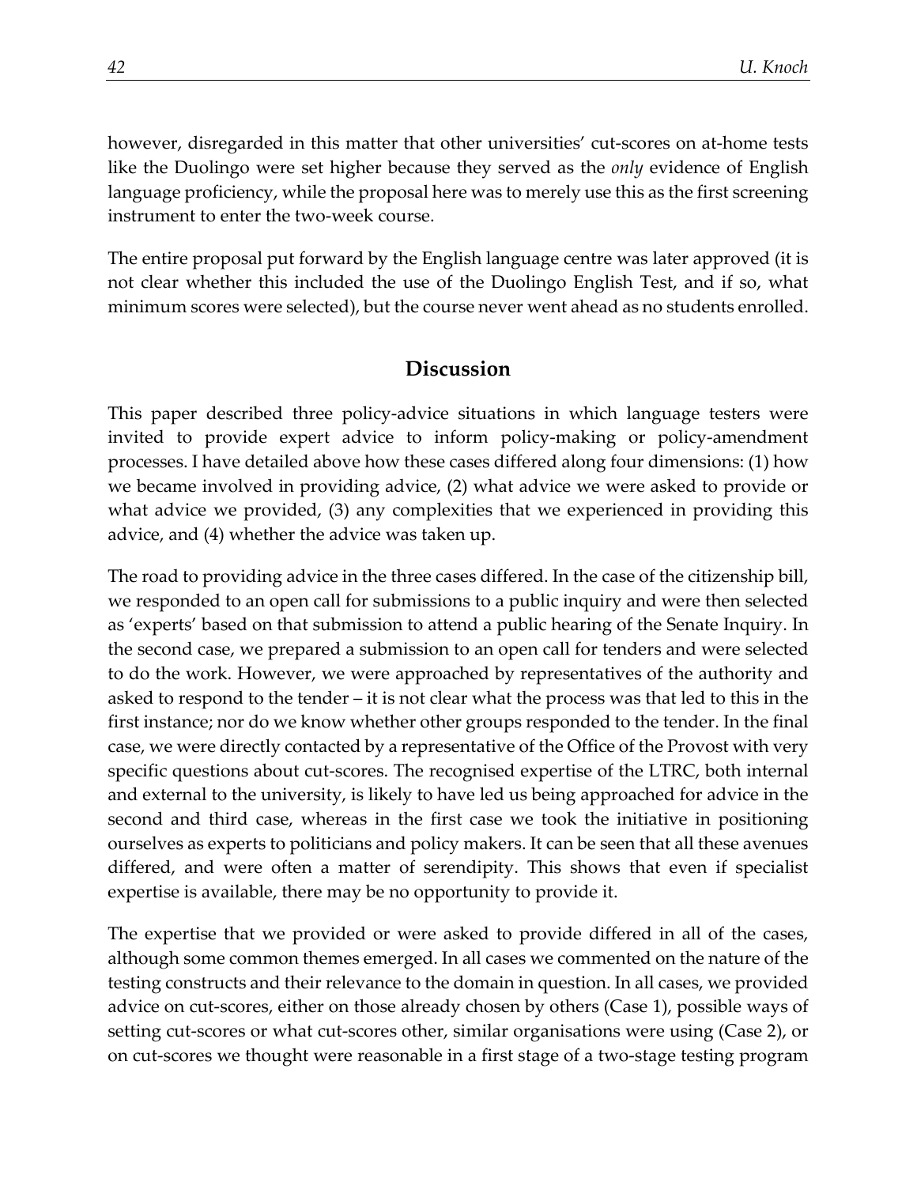however, disregarded in this matter that other universities' cut-scores on at-home tests like the Duolingo were set higher because they served as the *only* evidence of English language proficiency, while the proposal here was to merely use this as the first screening instrument to enter the two-week course.

The entire proposal put forward by the English language centre was later approved (it is not clear whether this included the use of the Duolingo English Test, and if so, what minimum scores were selected), but the course never went ahead as no students enrolled.

## Discussion

This paper described three policy-advice situations in which language testers were invited to provide expert advice to inform policy-making or policy-amendment processes. I have detailed above how these cases differed along four dimensions: (1) how we became involved in providing advice, (2) what advice we were asked to provide or what advice we provided, (3) any complexities that we experienced in providing this advice, and (4) whether the advice was taken up.

The road to providing advice in the three cases differed. In the case of the citizenship bill, we responded to an open call for submissions to a public inquiry and were then selected as 'experts' based on that submission to attend a public hearing of the Senate Inquiry. In the second case, we prepared a submission to an open call for tenders and were selected to do the work. However, we were approached by representatives of the authority and asked to respond to the tender – it is not clear what the process was that led to this in the first instance; nor do we know whether other groups responded to the tender. In the final case, we were directly contacted by a representative of the Office of the Provost with very specific questions about cut-scores. The recognised expertise of the LTRC, both internal and external to the university, is likely to have led us being approached for advice in the second and third case, whereas in the first case we took the initiative in positioning ourselves as experts to politicians and policy makers. It can be seen that all these avenues differed, and were often a matter of serendipity. This shows that even if specialist expertise is available, there may be no opportunity to provide it.

The expertise that we provided or were asked to provide differed in all of the cases, although some common themes emerged. In all cases we commented on the nature of the testing constructs and their relevance to the domain in question. In all cases, we provided advice on cut-scores, either on those already chosen by others (Case 1), possible ways of setting cut-scores or what cut-scores other, similar organisations were using (Case 2), or on cut-scores we thought were reasonable in a first stage of a two-stage testing program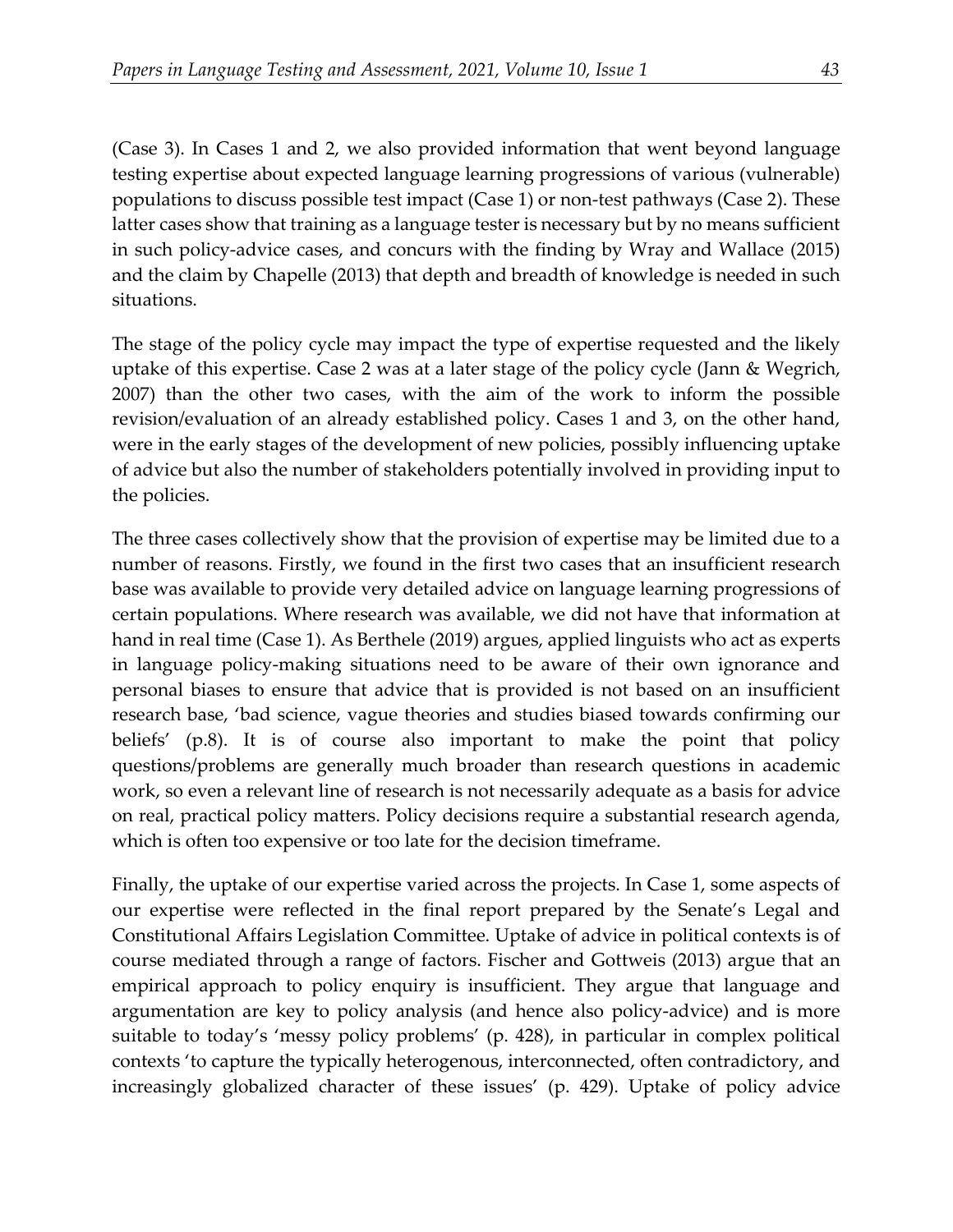(Case 3). In Cases 1 and 2, we also provided information that went beyond language testing expertise about expected language learning progressions of various (vulnerable) populations to discuss possible test impact (Case 1) or non-test pathways (Case 2). These latter cases show that training as a language tester is necessary but by no means sufficient in such policy-advice cases, and concurs with the finding by Wray and Wallace (2015) and the claim by Chapelle (2013) that depth and breadth of knowledge is needed in such situations.

The stage of the policy cycle may impact the type of expertise requested and the likely uptake of this expertise. Case 2 was at a later stage of the policy cycle (Jann & Wegrich, 2007) than the other two cases, with the aim of the work to inform the possible revision/evaluation of an already established policy. Cases 1 and 3, on the other hand, were in the early stages of the development of new policies, possibly influencing uptake of advice but also the number of stakeholders potentially involved in providing input to the policies.

The three cases collectively show that the provision of expertise may be limited due to a number of reasons. Firstly, we found in the first two cases that an insufficient research base was available to provide very detailed advice on language learning progressions of certain populations. Where research was available, we did not have that information at hand in real time (Case 1). As Berthele (2019) argues, applied linguists who act as experts in language policy-making situations need to be aware of their own ignorance and personal biases to ensure that advice that is provided is not based on an insufficient research base, 'bad science, vague theories and studies biased towards confirming our beliefs' (p.8). It is of course also important to make the point that policy questions/problems are generally much broader than research questions in academic work, so even a relevant line of research is not necessarily adequate as a basis for advice on real, practical policy matters. Policy decisions require a substantial research agenda, which is often too expensive or too late for the decision timeframe.

Finally, the uptake of our expertise varied across the projects. In Case 1, some aspects of our expertise were reflected in the final report prepared by the Senate's Legal and Constitutional Affairs Legislation Committee. Uptake of advice in political contexts is of course mediated through a range of factors. Fischer and Gottweis (2013) argue that an empirical approach to policy enquiry is insufficient. They argue that language and argumentation are key to policy analysis (and hence also policy-advice) and is more suitable to today's 'messy policy problems' (p. 428), in particular in complex political contexts 'to capture the typically heterogenous, interconnected, often contradictory, and increasingly globalized character of these issues' (p. 429). Uptake of policy advice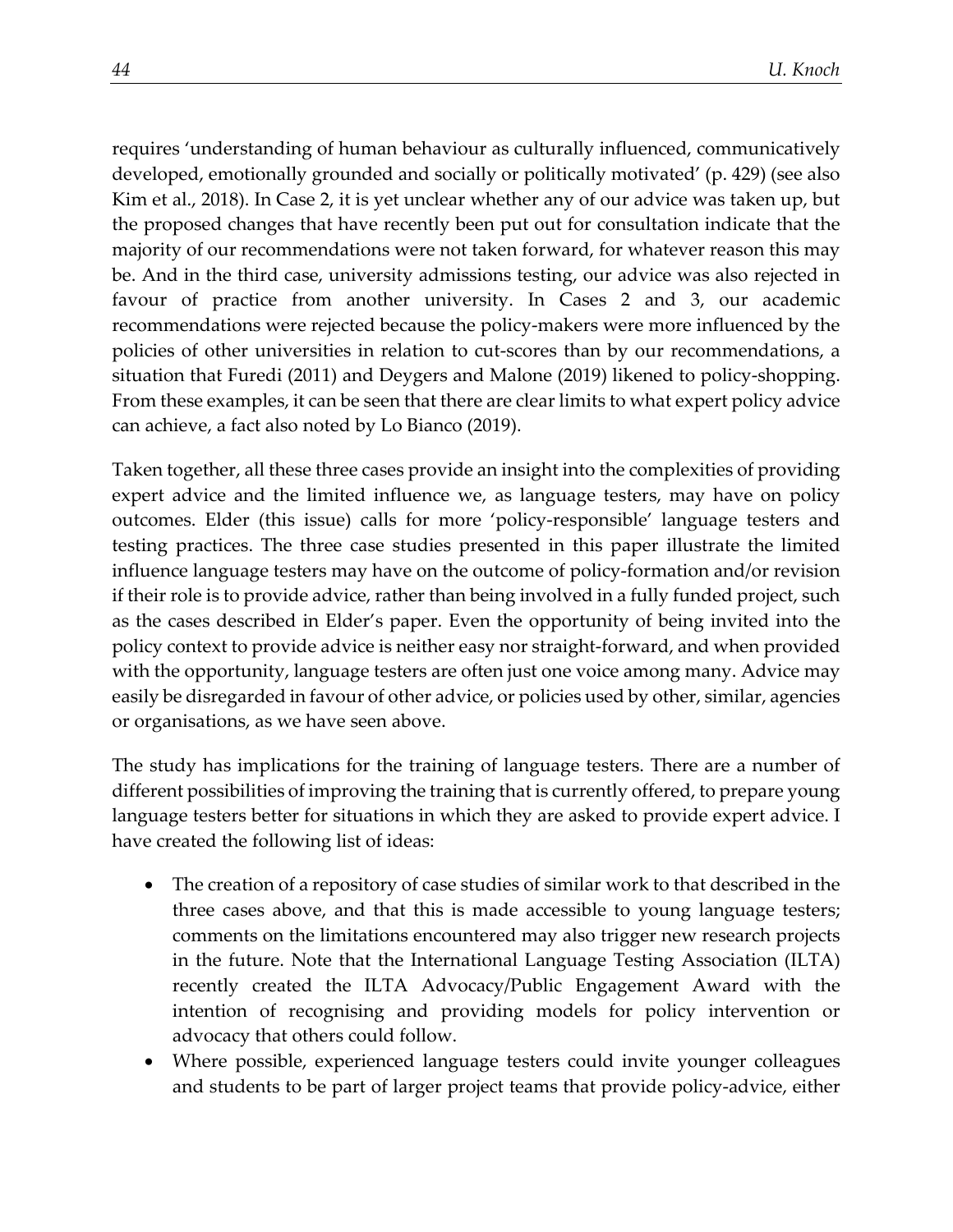requires 'understanding of human behaviour as culturally influenced, communicatively developed, emotionally grounded and socially or politically motivated' (p. 429) (see also Kim et al., 2018). In Case 2, it is yet unclear whether any of our advice was taken up, but the proposed changes that have recently been put out for consultation indicate that the majority of our recommendations were not taken forward, for whatever reason this may be. And in the third case, university admissions testing, our advice was also rejected in favour of practice from another university. In Cases 2 and 3, our academic recommendations were rejected because the policy-makers were more influenced by the policies of other universities in relation to cut-scores than by our recommendations, a situation that Furedi (2011) and Deygers and Malone (2019) likened to policy-shopping. From these examples, it can be seen that there are clear limits to what expert policy advice can achieve, a fact also noted by Lo Bianco (2019).

Taken together, all these three cases provide an insight into the complexities of providing expert advice and the limited influence we, as language testers, may have on policy outcomes. Elder (this issue) calls for more 'policy-responsible' language testers and testing practices. The three case studies presented in this paper illustrate the limited influence language testers may have on the outcome of policy-formation and/or revision if their role is to provide advice, rather than being involved in a fully funded project, such as the cases described in Elder's paper. Even the opportunity of being invited into the policy context to provide advice is neither easy nor straight-forward, and when provided with the opportunity, language testers are often just one voice among many. Advice may easily be disregarded in favour of other advice, or policies used by other, similar, agencies or organisations, as we have seen above.

The study has implications for the training of language testers. There are a number of different possibilities of improving the training that is currently offered, to prepare young language testers better for situations in which they are asked to provide expert advice. I have created the following list of ideas:

- The creation of a repository of case studies of similar work to that described in the three cases above, and that this is made accessible to young language testers; comments on the limitations encountered may also trigger new research projects in the future. Note that the International Language Testing Association (ILTA) recently created the ILTA Advocacy/Public Engagement Award with the intention of recognising and providing models for policy intervention or advocacy that others could follow.
- Where possible, experienced language testers could invite younger colleagues and students to be part of larger project teams that provide policy-advice, either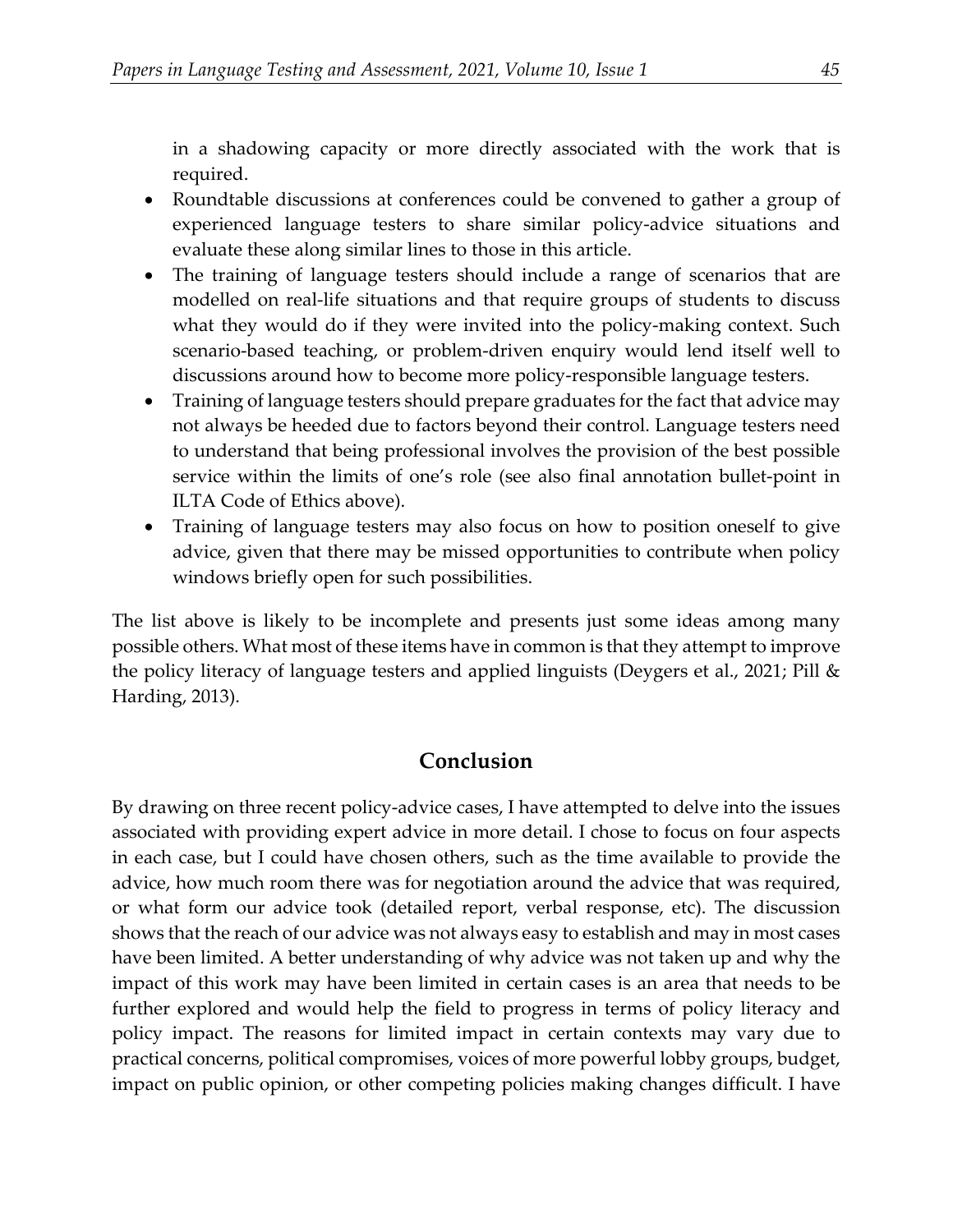in a shadowing capacity or more directly associated with the work that is required.

- Roundtable discussions at conferences could be convened to gather a group of experienced language testers to share similar policy-advice situations and evaluate these along similar lines to those in this article.
- The training of language testers should include a range of scenarios that are modelled on real-life situations and that require groups of students to discuss what they would do if they were invited into the policy-making context. Such scenario-based teaching, or problem-driven enquiry would lend itself well to discussions around how to become more policy-responsible language testers.
- Training of language testers should prepare graduates for the fact that advice may not always be heeded due to factors beyond their control. Language testers need to understand that being professional involves the provision of the best possible service within the limits of one's role (see also final annotation bullet-point in ILTA Code of Ethics above).
- Training of language testers may also focus on how to position oneself to give advice, given that there may be missed opportunities to contribute when policy windows briefly open for such possibilities.

The list above is likely to be incomplete and presents just some ideas among many possible others. What most of these items have in common is that they attempt to improve the policy literacy of language testers and applied linguists (Deygers et al., 2021; Pill & Harding, 2013).

## Conclusion

By drawing on three recent policy-advice cases, I have attempted to delve into the issues associated with providing expert advice in more detail. I chose to focus on four aspects in each case, but I could have chosen others, such as the time available to provide the advice, how much room there was for negotiation around the advice that was required, or what form our advice took (detailed report, verbal response, etc). The discussion shows that the reach of our advice was not always easy to establish and may in most cases have been limited. A better understanding of why advice was not taken up and why the impact of this work may have been limited in certain cases is an area that needs to be further explored and would help the field to progress in terms of policy literacy and policy impact. The reasons for limited impact in certain contexts may vary due to practical concerns, political compromises, voices of more powerful lobby groups, budget, impact on public opinion, or other competing policies making changes difficult. I have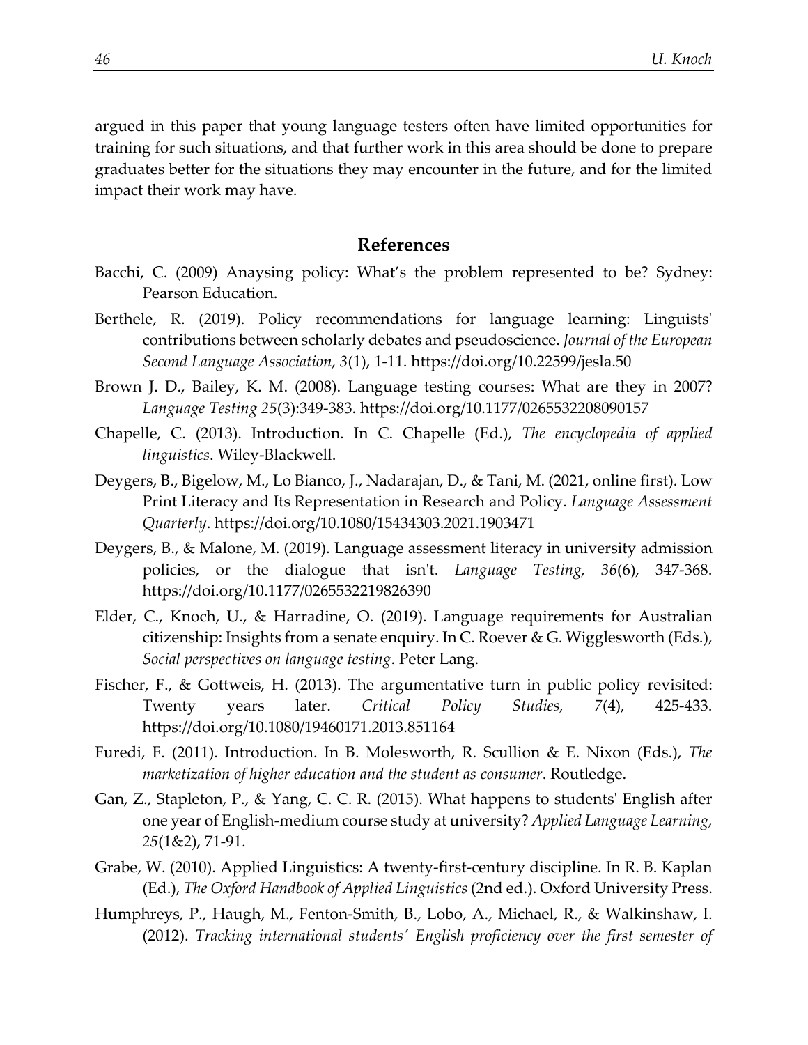argued in this paper that young language testers often have limited opportunities for training for such situations, and that further work in this area should be done to prepare graduates better for the situations they may encounter in the future, and for the limited impact their work may have.

## References

Bacchi, C. (2009) Anaysing policy: What's the problem represented to be? Sydney: Pearson Education.

Berthele, R. (2019). Policy recommendations for language learning: Linguists' contributions between scholarly debates and pseudoscience. *Journal of the European Second Language Association, 3*(1), 1-11. https://doi.org/10.22599/jesla.50

Brown J. D., Bailey, K. M. (2008). Language testing courses: What are they in 2007? *Language Testing 25*(3):349-383. https://doi.org/10.1177/0265532208090157

Chapelle, C. (2013). Introduction. In C. Chapelle (Ed.), *The encyclopedia of applied linguistics*. Wiley-Blackwell.

Deygers, B., Bigelow, M., Lo Bianco, J., Nadarajan, D., & Tani, M. (2021, online first). Low Print Literacy and Its Representation in Research and Policy. *Language Assessment Quarterly*. https://doi.org/10.1080/15434303.2021.1903471

Deygers, B., & Malone, M. (2019). Language assessment literacy in university admission policies, or the dialogue that isn't. *Language Testing, 36*(6), 347-368. https://doi.org/10.1177/0265532219826390

Elder, C., Knoch, U., & Harradine, O. (2019). Language requirements for Australian citizenship: Insights from a senate enquiry. In C. Roever & G. Wigglesworth (Eds.), *Social perspectives on language testing*. Peter Lang.

Fischer, F., & Gottweis, H. (2013). The argumentative turn in public policy revisited: Twenty years later. *Critical Policy Studies, 7*(4), 425-433. https://doi.org/10.1080/19460171.2013.851164

Furedi, F. (2011). Introduction. In B. Molesworth, R. Scullion & E. Nixon (Eds.), *The marketization of higher education and the student as consumer*. Routledge.

Gan, Z., Stapleton, P., & Yang, C. C. R. (2015). What happens to students' English after one year of English-medium course study at university? *Applied Language Learning, 25*(1&2), 71-91.

Grabe, W. (2010). Applied Linguistics: A twenty-first-century discipline. In R. B. Kaplan (Ed.), *The Oxford Handbook of Applied Linguistics* (2nd ed.). Oxford University Press.

Humphreys, P., Haugh, M., Fenton-Smith, B., Lobo, A., Michael, R., & Walkinshaw, I. (2012). *Tracking international students' English proficiency over the first semester of*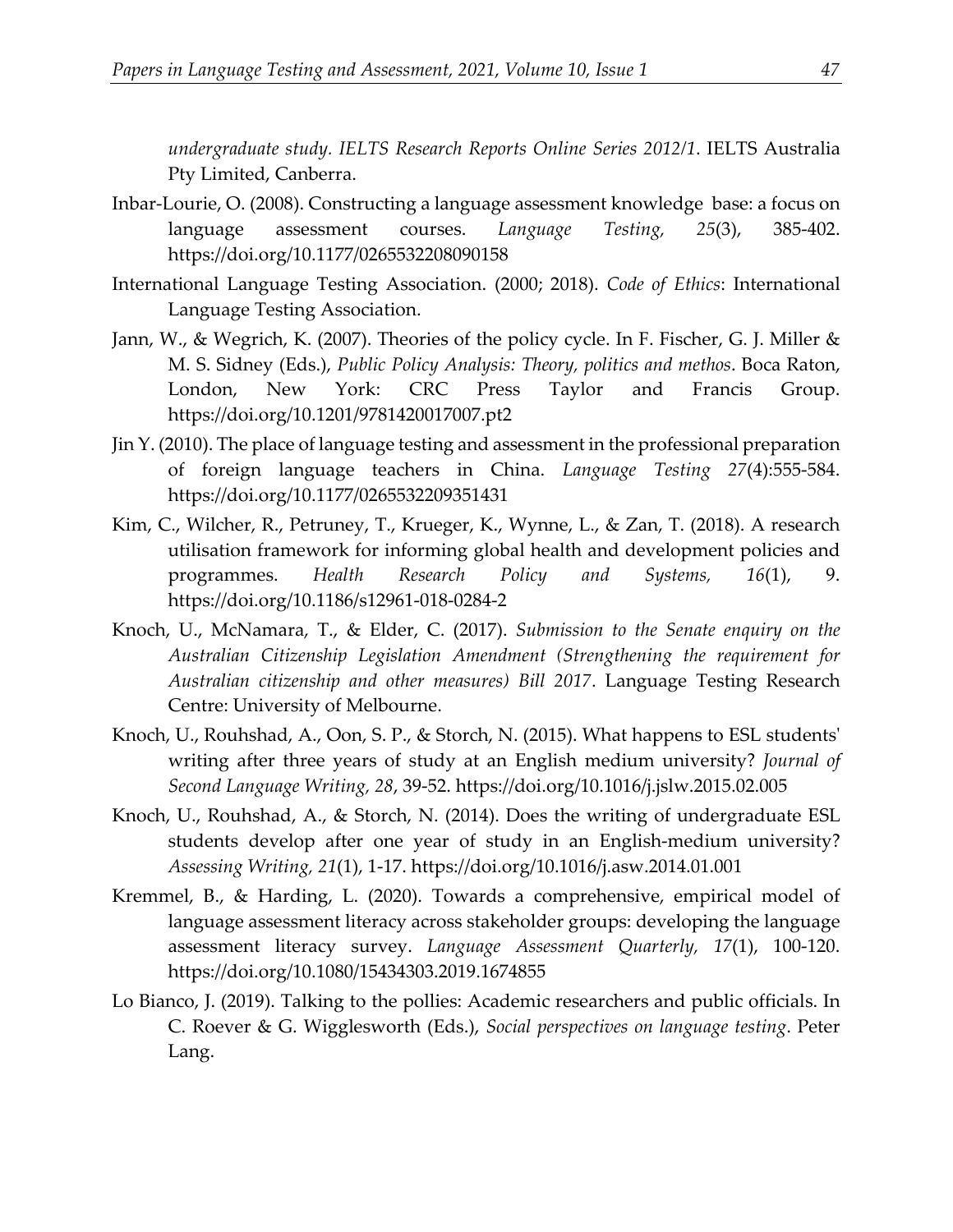*undergraduate study. IELTS Research Reports Online Series 2012/1*. IELTS Australia Pty Limited, Canberra.

Inbar-Lourie, O. (2008). Constructing a language assessment knowledge base: a focus on language assessment courses. *Language Testing, 25*(3), 385-402. https://doi.org/10.1177/0265532208090158

International Language Testing Association. (2000; 2018). *Code of Ethics*: International Language Testing Association.

Jann, W., & Wegrich, K. (2007). Theories of the policy cycle. In F. Fischer, G. J. Miller & M. S. Sidney (Eds.), *Public Policy Analysis: Theory, politics and methos*. Boca Raton, London, New York: CRC Press Taylor and Francis Group. https://doi.org/10.1201/9781420017007.pt2

Jin Y. (2010). The place of language testing and assessment in the professional preparation of foreign language teachers in China. *Language Testing 27*(4):555-584. https://doi.org/10.1177/0265532209351431

Kim, C., Wilcher, R., Petruney, T., Krueger, K., Wynne, L., & Zan, T. (2018). A research utilisation framework for informing global health and development policies and programmes. *Health Research Policy and Systems, 16*(1), 9. https://doi.org/10.1186/s12961-018-0284-2

Knoch, U., McNamara, T., & Elder, C. (2017). *Submission to the Senate enquiry on the Australian Citizenship Legislation Amendment (Strengthening the requirement for Australian citizenship and other measures) Bill 2017*. Language Testing Research Centre: University of Melbourne.

Knoch, U., Rouhshad, A., Oon, S. P., & Storch, N. (2015). What happens to ESL students' writing after three years of study at an English medium university? *Journal of Second Language Writing, 28*, 39-52. https://doi.org/10.1016/j.jslw.2015.02.005

Knoch, U., Rouhshad, A., & Storch, N. (2014). Does the writing of undergraduate ESL students develop after one year of study in an English-medium university? *Assessing Writing, 21*(1), 1-17. https://doi.org/10.1016/j.asw.2014.01.001

Kremmel, B., & Harding, L. (2020). Towards a comprehensive, empirical model of language assessment literacy across stakeholder groups: developing the language assessment literacy survey. *Language Assessment Quarterly, 17*(1), 100-120. https://doi.org/10.1080/15434303.2019.1674855

Lo Bianco, J. (2019). Talking to the pollies: Academic researchers and public officials. In C. Roever & G. Wigglesworth (Eds.), *Social perspectives on language testing*. Peter Lang.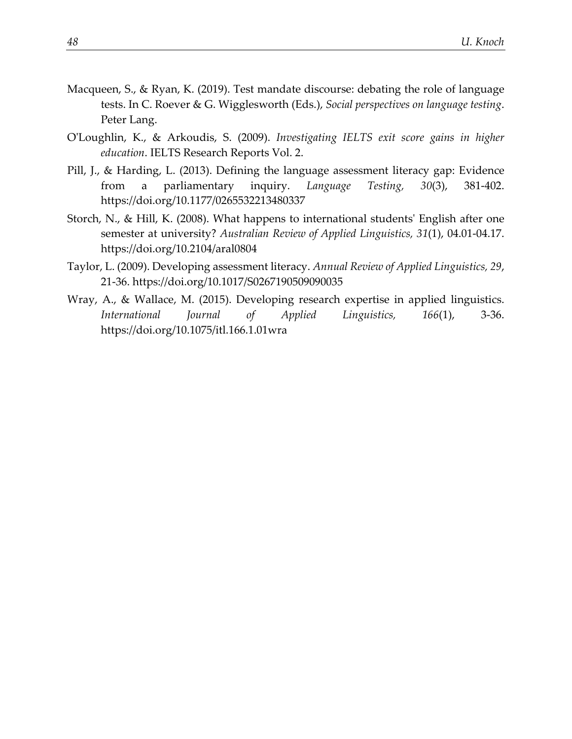Macqueen, S., & Ryan, K. (2019). Test mandate discourse: debating the role of language tests. In C. Roever & G. Wigglesworth (Eds.), *Social perspectives on language testing*. Peter Lang.

O'Loughlin, K., & Arkoudis, S. (2009). *Investigating IELTS exit score gains in higher education*. IELTS Research Reports Vol. 2.

Pill, J., & Harding, L. (2013). Defining the language assessment literacy gap: Evidence from a parliamentary inquiry. *Language Testing, 30*(3), 381-402. https://doi.org/10.1177/0265532213480337

Storch, N., & Hill, K. (2008). What happens to international students' English after one semester at university? *Australian Review of Applied Linguistics, 31*(1), 04.01-04.17. https://doi.org/10.2104/aral0804

Taylor, L. (2009). Developing assessment literacy. *Annual Review of Applied Linguistics, 29*, 21-36. https://doi.org/10.1017/S0267190509090035

Wray, A., & Wallace, M. (2015). Developing research expertise in applied linguistics. *International Journal of Applied Linguistics, 166*(1), 3-36. https://doi.org/10.1075/itl.166.1.01wra